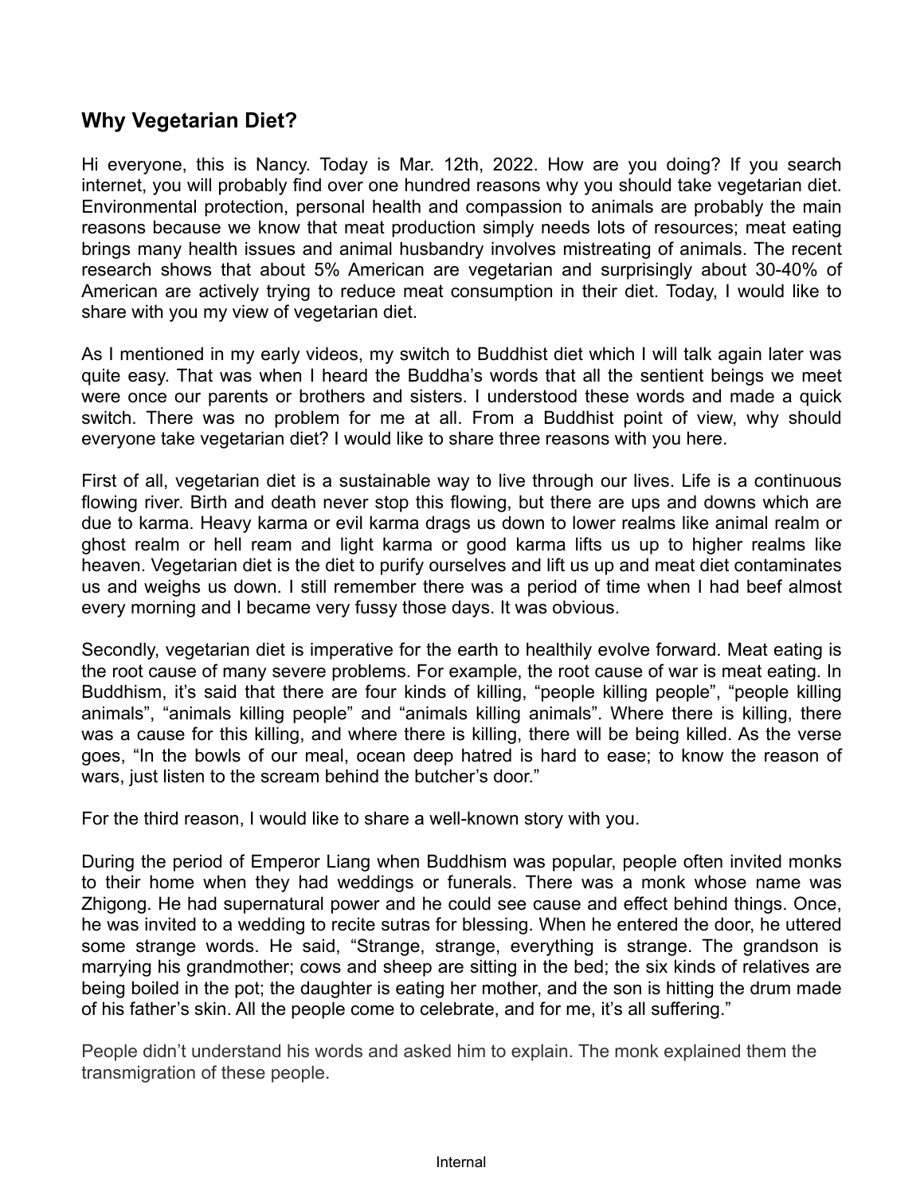## Why Vegetarian Diet?

Hi everyone, this is Nancy. Today is Mar. 12th, 2022. How are you doing? If you search internet, you will probably find over one hundred reasons why you should take vegetarian diet. Environmental protection, personal health and compassion to animals are probably the main reasons because we know that meat production simply needs lots of resources; meat eating brings many health issues and animal husbandry involves mistreating of animals. The recent research shows that about 5% American are vegetarian and surprisingly about 30-40% of American are actively trying to reduce meat consumption in their diet. Today, I would like to share with you my view of vegetarian diet.

As I mentioned in my early videos, my switch to Buddhist diet which I will talk again later was quite easy. That was when I heard the Buddha's words that all the sentient beings we meet were once our parents or brothers and sisters. I understood these words and made a quick switch. There was no problem for me at all. From a Buddhist point of view, why should everyone take vegetarian diet? I would like to share three reasons with you here.

First of all, vegetarian diet is a sustainable way to live through our lives. Life is a continuous flowing river. Birth and death never stop this flowing, but there are ups and downs which are due to karma. Heavy karma or evil karma drags us down to lower realms like animal realm or ghost realm or hell ream and light karma or good karma lifts us up to higher realms like heaven. Vegetarian diet is the diet to purify ourselves and lift us up and meat diet contaminates us and weighs us down. I still remember there was a period of time when I had beef almost every morning and I became very fussy those days. It was obvious.

Secondly, vegetarian diet is imperative for the earth to healthily evolve forward. Meat eating is the root cause of many severe problems. For example, the root cause of war is meat eating. In Buddhism, it's said that there are four kinds of killing, "people killing people", "people killing animals", "animals killing people" and "animals killing animals". Where there is killing, there was a cause for this killing, and where there is killing, there will be being killed. As the verse goes, "In the bowls of our meal, ocean deep hatred is hard to ease; to know the reason of wars, just listen to the scream behind the butcher's door."

For the third reason, I would like to share a well-known story with you.

During the period of Emperor Liang when Buddhism was popular, people often invited monks to their home when they had weddings or funerals. There was a monk whose name was Zhigong. He had supernatural power and he could see cause and effect behind things. Once, he was invited to a wedding to recite sutras for blessing. When he entered the door, he uttered some strange words. He said, "Strange, strange, everything is strange. The grandson is marrying his grandmother; cows and sheep are sitting in the bed; the six kinds of relatives are being boiled in the pot; the daughter is eating her mother, and the son is hitting the drum made of his father's skin. All the people come to celebrate, and for me, it's all suffering."

People didn't understand his words and asked him to explain. The monk explained them the transmigration of these people.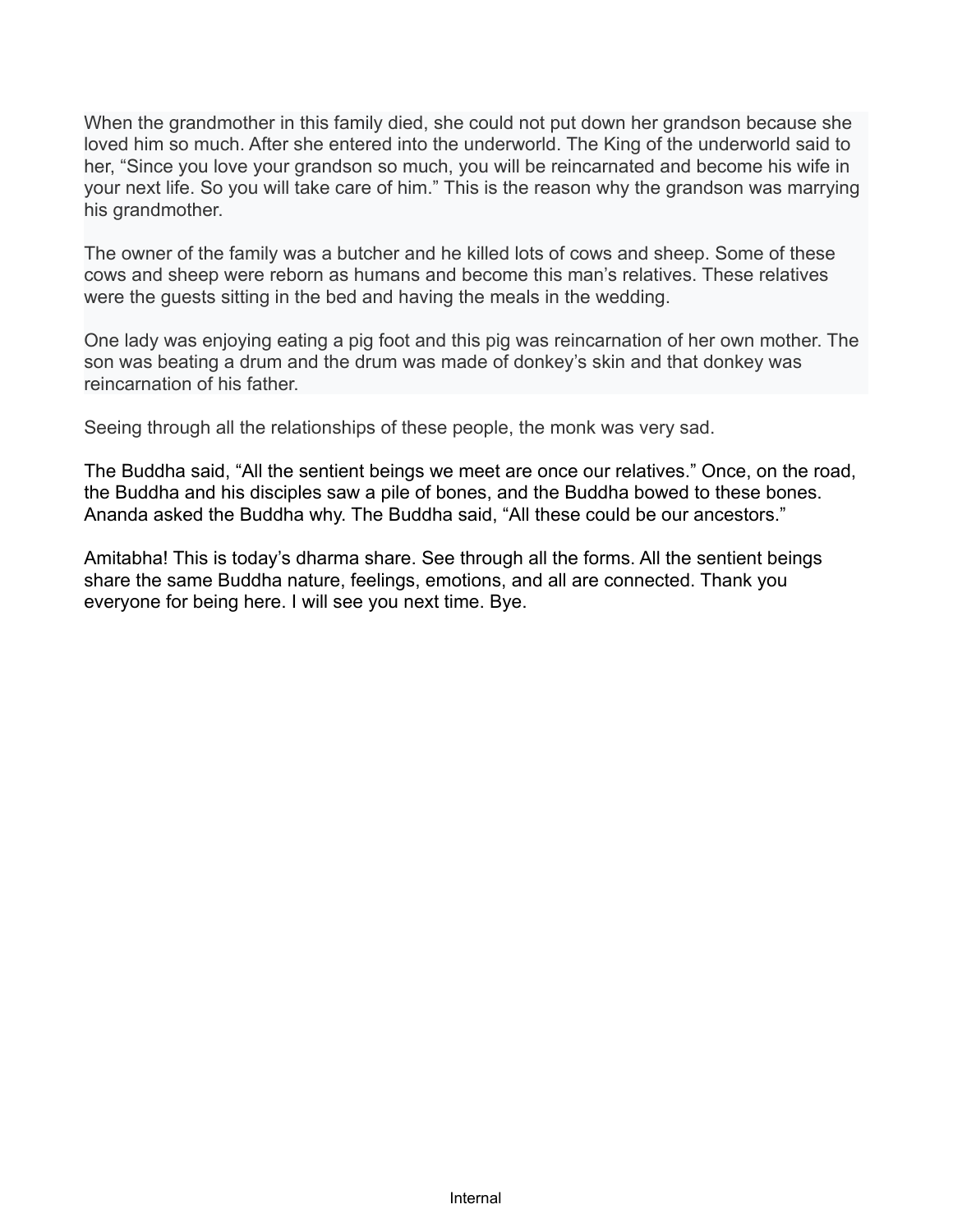When the grandmother in this family died, she could not put down her grandson because she loved him so much. After she entered into the underworld. The King of the underworld said to her, “Since you love your grandson so much, you will be reincarnated and become his wife in your next life. So you will take care of him.” This is the reason why the grandson was marrying his grandmother.

The owner of the family was a butcher and he killed lots of cows and sheep. Some of these cows and sheep were reborn as humans and become this man’s relatives. These relatives were the guests sitting in the bed and having the meals in the wedding.

One lady was enjoying eating a pig foot and this pig was reincarnation of her own mother. The son was beating a drum and the drum was made of donkey’s skin and that donkey was reincarnation of his father.

Seeing through all the relationships of these people, the monk was very sad.

The Buddha said, “All the sentient beings we meet are once our relatives.” Once, on the road, the Buddha and his disciples saw a pile of bones, and the Buddha bowed to these bones. Ananda asked the Buddha why. The Buddha said, “All these could be our ancestors.”

Amitabha! This is today’s dharma share. See through all the forms. All the sentient beings share the same Buddha nature, feelings, emotions, and all are connected. Thank you everyone for being here. I will see you next time. Bye.